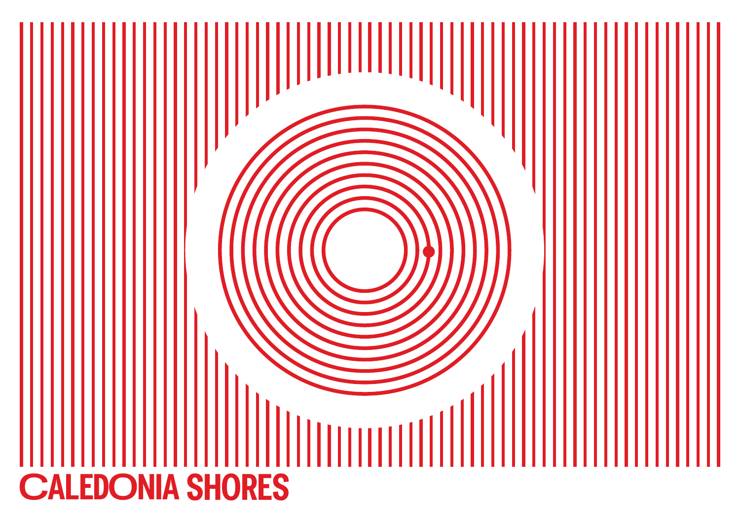# CALEDONIA SHORES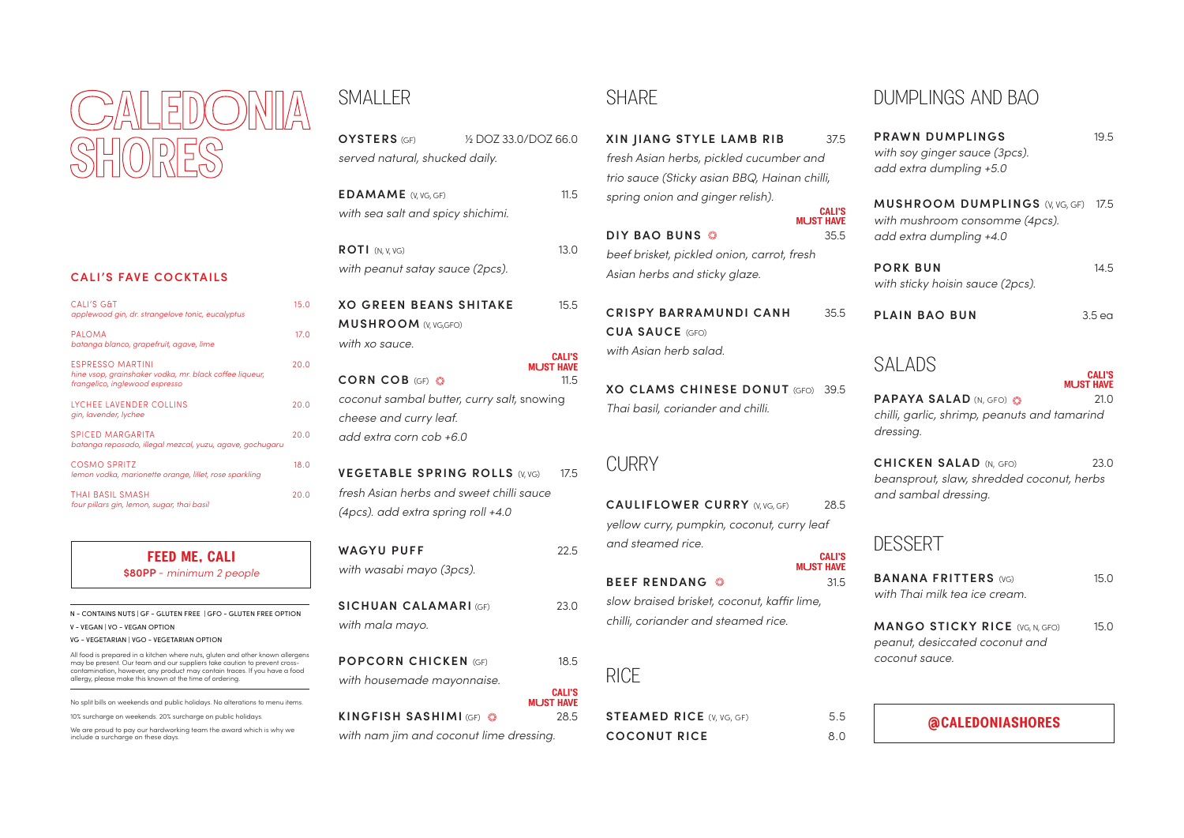# CALEDONIA SHORES

## CALI'S FAVE COCKTAILS

| | |
|---|---|
| CALI'S G&T *applewood gin, dr. strangelove tonic, eucalyptus* | 15.0 |
| PALOMA *batanga blanco, grapefruit, agave, lime* | 17.0 |
| ESPRESSO MARTINI *hine vsop, grainshaker vodka, mr. black coffee liqueur, frangelico, inglewood espresso* | 20.0 |
| LYCHEE LAVENDER COLLINS *gin, lavender, lychee* | 20.0 |
| SPICED MARGARITA *batanga reposado, illegal mezcal, yuzu, agave, gochugaru* | 20.0 |
| COSMO SPRITZ *lemon vodka, marionette orange, lillet, rose sparkling* | 18.0 |
| THAI BASIL SMASH *four pillars gin, lemon, sugar, thai basil* | 20.0 |

**FEED ME, CALI**
**$80PP** - *minimum 2 people*

N - CONTAINS NUTS | GF - GLUTEN FREE | GFO - GLUTEN FREE OPTION
V - VEGAN | VO - VEGAN OPTION
VG - VEGETARIAN | VGO - VEGETARIAN OPTION

All food is prepared in a kitchen where nuts, gluten and other known allergens may be present. Our team and our suppliers take caution to prevent cross-contamination, however, any product may contain traces. If you have a food allergy, please make this known at the time of ordering.

No split bills on weekends and public holidays. No alterations to menu items.

10% surcharge on weekends. 20% surcharge on public holidays.

We are proud to pay our hardworking team the award which is why we include a surcharge on these days.

## SMALLER

**OYSTERS** (GF) — ½ DOZ 33.0/DOZ 66.0
*served natural, shucked daily.*

**EDAMAME** (V, VG, GF) — 11.5
*with sea salt and spicy shichimi.*

**ROTI** (N, V, VG) — 13.0
*with peanut satay sauce (2pcs).*

**XO GREEN BEANS SHITAKE MUSHROOM** (V, VG,GFO) — 15.5
*with xo sauce.*

CALI'S MUST HAVE
**CORN COB** (GF) — 11.5
*coconut sambal butter, curry salt, snowing cheese and curry leaf. add extra corn cob +6.0*

**VEGETABLE SPRING ROLLS** (V, VG) — 17.5
*fresh Asian herbs and sweet chilli sauce (4pcs). add extra spring roll +4.0*

**WAGYU PUFF** — 22.5
*with wasabi mayo (3pcs).*

**SICHUAN CALAMARI** (GF) — 23.0
*with mala mayo.*

**POPCORN CHICKEN** (GF) — 18.5
*with housemade mayonnaise.*

CALI'S MUST HAVE
**KINGFISH SASHIMI** (GF) — 28.5
*with nam jim and coconut lime dressing.*

## SHARE

**XIN JIANG STYLE LAMB RIB** — 37.5
*fresh Asian herbs, pickled cucumber and trio sauce (Sticky asian BBQ, Hainan chilli, spring onion and ginger relish).*

CALI'S MUST HAVE
**DIY BAO BUNS** — 35.5
*beef brisket, pickled onion, carrot, fresh Asian herbs and sticky glaze.*

**CRISPY BARRAMUNDI CANH CUA SAUCE** (GFO) — 35.5
*with Asian herb salad.*

**XO CLAMS CHINESE DONUT** (GFO) — 39.5
*Thai basil, coriander and chilli.*

## CURRY

**CAULIFLOWER CURRY** (V, VG, GF) — 28.5
*yellow curry, pumpkin, coconut, curry leaf and steamed rice.*

CALI'S MUST HAVE
**BEEF RENDANG** — 31.5
*slow braised brisket, coconut, kaffir lime, chilli, coriander and steamed rice.*

## RICE

**STEAMED RICE** (V, VG, GF) — 5.5

**COCONUT RICE** — 8.0

## DUMPLINGS AND BAO

**PRAWN DUMPLINGS** — 19.5
*with soy ginger sauce (3pcs). add extra dumpling +5.0*

**MUSHROOM DUMPLINGS** (V, VG, GF) — 17.5
*with mushroom consomme (4pcs). add extra dumpling +4.0*

**PORK BUN** — 14.5
*with sticky hoisin sauce (2pcs).*

**PLAIN BAO BUN** — 3.5 ea

## SALADS

CALI'S MUST HAVE
**PAPAYA SALAD** (N, GFO) — 21.0
*chilli, garlic, shrimp, peanuts and tamarind dressing.*

**CHICKEN SALAD** (N, GFO) — 23.0
*beansprout, slaw, shredded coconut, herbs and sambal dressing.*

## DESSERT

**BANANA FRITTERS** (VG) — 15.0
*with Thai milk tea ice cream.*

**MANGO STICKY RICE** (VG, N, GFO) — 15.0
*peanut, desiccated coconut and coconut sauce.*

**@CALEDONIASHORES**